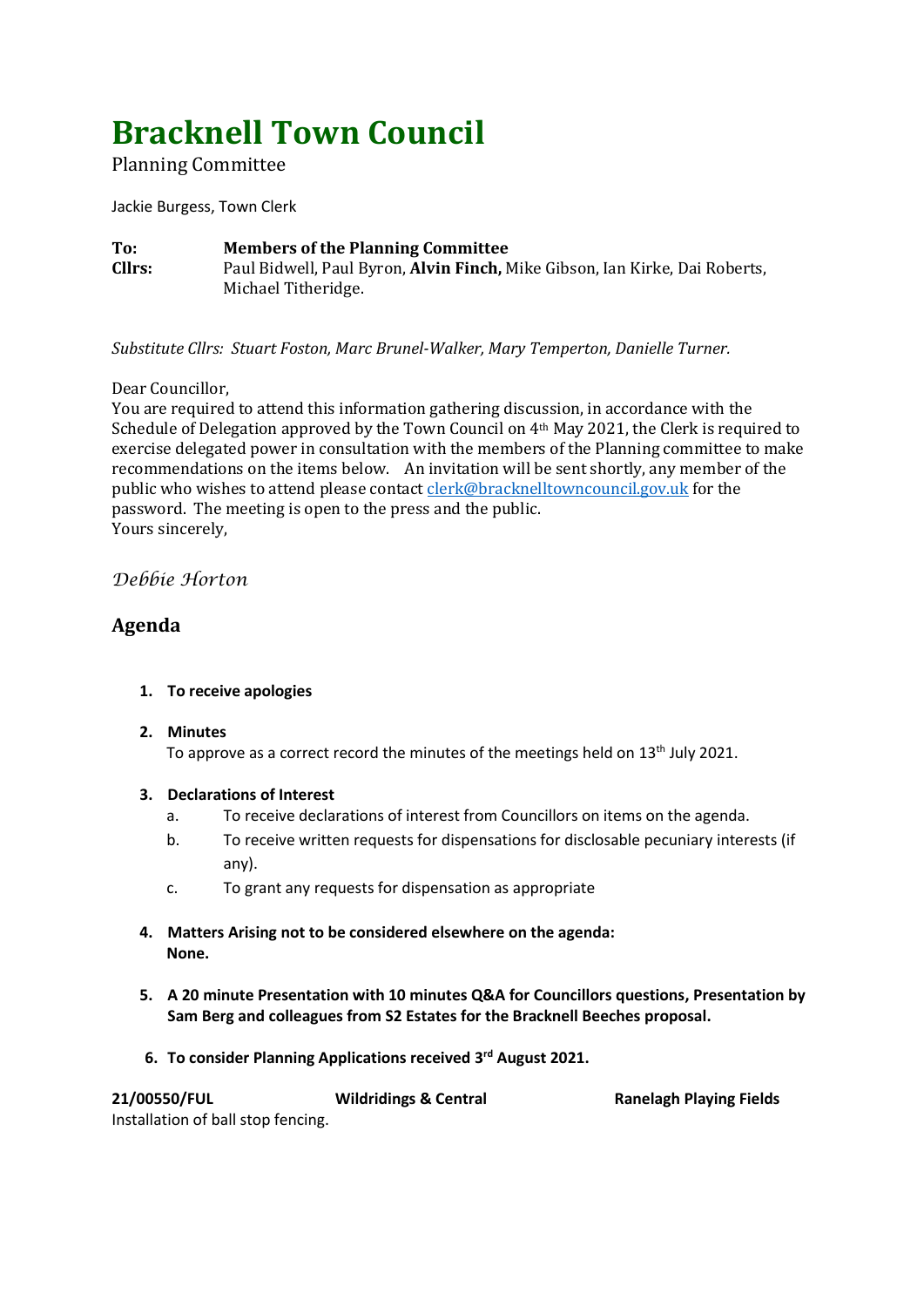# Bracknell Town Council

Planning Committee

Jackie Burgess, Town Clerk

**To:** **Members of the Planning Committee**
**Cllrs:** Paul Bidwell, Paul Byron, **Alvin Finch,** Mike Gibson, Ian Kirke, Dai Roberts, Michael Titheridge.

*Substitute Cllrs: Stuart Foston, Marc Brunel-Walker, Mary Temperton, Danielle Turner.*

Dear Councillor,
You are required to attend this information gathering discussion, in accordance with the Schedule of Delegation approved by the Town Council on 4th May 2021, the Clerk is required to exercise delegated power in consultation with the members of the Planning committee to make recommendations on the items below. An invitation will be sent shortly, any member of the public who wishes to attend please contact clerk@bracknelltowncouncil.gov.uk for the password. The meeting is open to the press and the public.
Yours sincerely,

*Debbie Horton*

## Agenda

1. **To receive apologies**

2. **Minutes**
   To approve as a correct record the minutes of the meetings held on 13th July 2021.

3. **Declarations of Interest**
   a. To receive declarations of interest from Councillors on items on the agenda.
   b. To receive written requests for dispensations for disclosable pecuniary interests (if any).
   c. To grant any requests for dispensation as appropriate

4. **Matters Arising not to be considered elsewhere on the agenda:**
   **None.**

5. **A 20 minute Presentation with 10 minutes Q&A for Councillors questions, Presentation by Sam Berg and colleagues from S2 Estates for the Bracknell Beeches proposal.**

6. **To consider Planning Applications received 3rd August 2021.**

**21/00550/FUL** **Wildridings & Central** **Ranelagh Playing Fields**
Installation of ball stop fencing.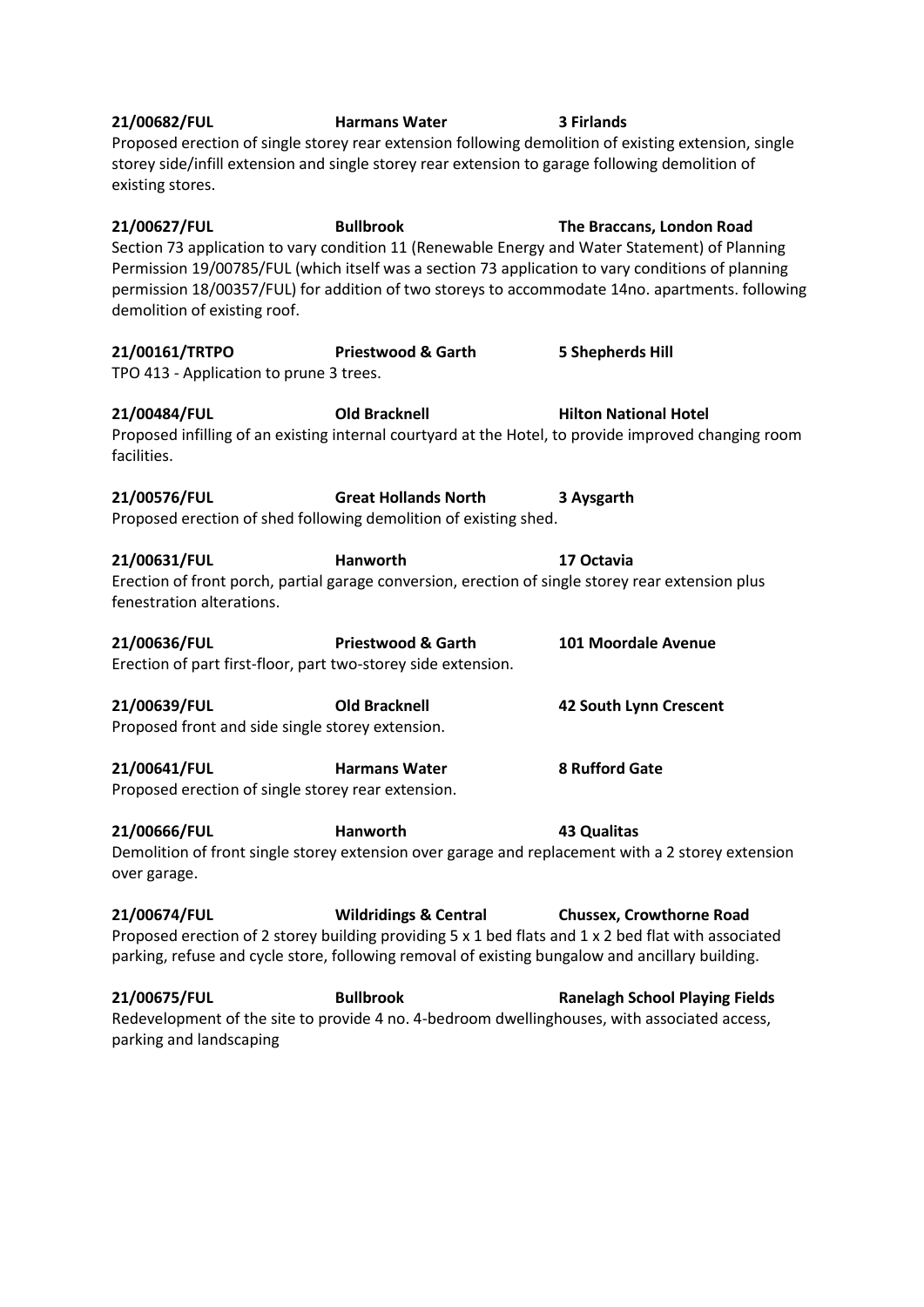**21/00682/FUL** **Harmans Water** **3 Firlands**

Proposed erection of single storey rear extension following demolition of existing extension, single storey side/infill extension and single storey rear extension to garage following demolition of existing stores.

**21/00627/FUL** **Bullbrook** **The Braccans, London Road**

Section 73 application to vary condition 11 (Renewable Energy and Water Statement) of Planning Permission 19/00785/FUL (which itself was a section 73 application to vary conditions of planning permission 18/00357/FUL) for addition of two storeys to accommodate 14no. apartments. following demolition of existing roof.

**21/00161/TRTPO** **Priestwood & Garth** **5 Shepherds Hill**

TPO 413 - Application to prune 3 trees.

**21/00484/FUL** **Old Bracknell** **Hilton National Hotel**

Proposed infilling of an existing internal courtyard at the Hotel, to provide improved changing room facilities.

**21/00576/FUL** **Great Hollands North** **3 Aysgarth**

Proposed erection of shed following demolition of existing shed.

**21/00631/FUL** **Hanworth** **17 Octavia**

Erection of front porch, partial garage conversion, erection of single storey rear extension plus fenestration alterations.

**21/00636/FUL** **Priestwood & Garth** **101 Moordale Avenue**

Erection of part first-floor, part two-storey side extension.

**21/00639/FUL** **Old Bracknell** **42 South Lynn Crescent**

Proposed front and side single storey extension.

**21/00641/FUL** **Harmans Water** **8 Rufford Gate**

Proposed erection of single storey rear extension.

**21/00666/FUL** **Hanworth** **43 Qualitas**

Demolition of front single storey extension over garage and replacement with a 2 storey extension over garage.

**21/00674/FUL** **Wildridings & Central** **Chussex, Crowthorne Road**

Proposed erection of 2 storey building providing 5 x 1 bed flats and 1 x 2 bed flat with associated parking, refuse and cycle store, following removal of existing bungalow and ancillary building.

**21/00675/FUL** **Bullbrook** **Ranelagh School Playing Fields**

Redevelopment of the site to provide 4 no. 4-bedroom dwellinghouses, with associated access, parking and landscaping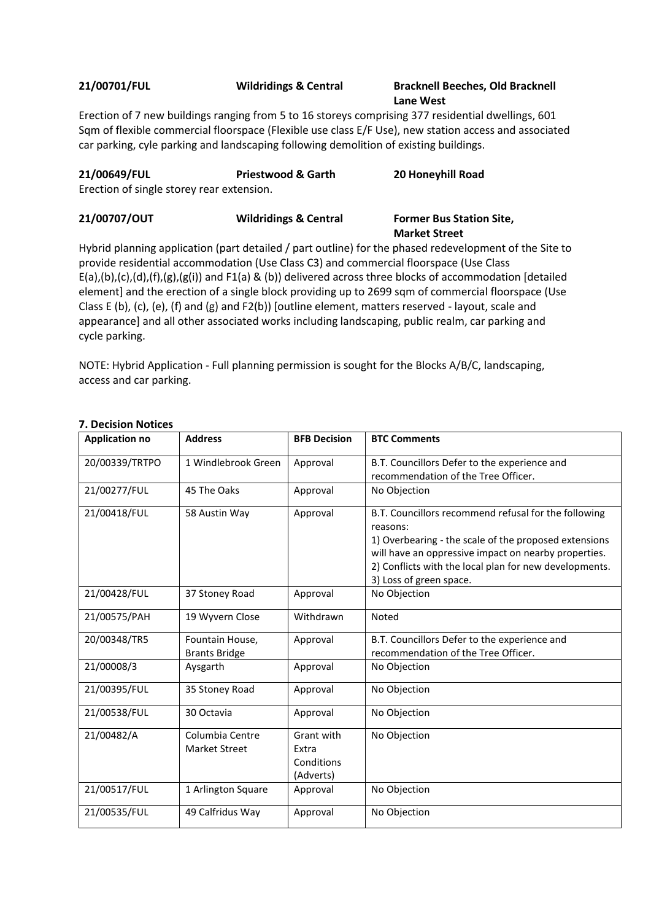**21/00701/FUL** **Wildridings & Central** **Bracknell Beeches, Old Bracknell Lane West**

Erection of 7 new buildings ranging from 5 to 16 storeys comprising 377 residential dwellings, 601 Sqm of flexible commercial floorspace (Flexible use class E/F Use), new station access and associated car parking, cyle parking and landscaping following demolition of existing buildings.

**21/00649/FUL** **Priestwood & Garth** **20 Honeyhill Road**

Erection of single storey rear extension.

**21/00707/OUT** **Wildridings & Central** **Former Bus Station Site, Market Street**

Hybrid planning application (part detailed / part outline) for the phased redevelopment of the Site to provide residential accommodation (Use Class C3) and commercial floorspace (Use Class E(a),(b),(c),(d),(f),(g),(g(i)) and F1(a) & (b)) delivered across three blocks of accommodation [detailed element] and the erection of a single block providing up to 2699 sqm of commercial floorspace (Use Class E (b), (c), (e), (f) and (g) and F2(b)) [outline element, matters reserved - layout, scale and appearance] and all other associated works including landscaping, public realm, car parking and cycle parking.

NOTE: Hybrid Application - Full planning permission is sought for the Blocks A/B/C, landscaping, access and car parking.

## 7. Decision Notices

| Application no | Address | BFB Decision | BTC Comments |
|---|---|---|---|
| 20/00339/TRTPO | 1 Windlebrook Green | Approval | B.T. Councillors Defer to the experience and recommendation of the Tree Officer. |
| 21/00277/FUL | 45 The Oaks | Approval | No Objection |
| 21/00418/FUL | 58 Austin Way | Approval | B.T. Councillors recommend refusal for the following reasons:<br>1) Overbearing - the scale of the proposed extensions will have an oppressive impact on nearby properties.<br>2) Conflicts with the local plan for new developments.<br>3) Loss of green space. |
| 21/00428/FUL | 37 Stoney Road | Approval | No Objection |
| 21/00575/PAH | 19 Wyvern Close | Withdrawn | Noted |
| 20/00348/TR5 | Fountain House, Brants Bridge | Approval | B.T. Councillors Defer to the experience and recommendation of the Tree Officer. |
| 21/00008/3 | Aysgarth | Approval | No Objection |
| 21/00395/FUL | 35 Stoney Road | Approval | No Objection |
| 21/00538/FUL | 30 Octavia | Approval | No Objection |
| 21/00482/A | Columbia Centre Market Street | Grant with Extra Conditions (Adverts) | No Objection |
| 21/00517/FUL | 1 Arlington Square | Approval | No Objection |
| 21/00535/FUL | 49 Calfridus Way | Approval | No Objection |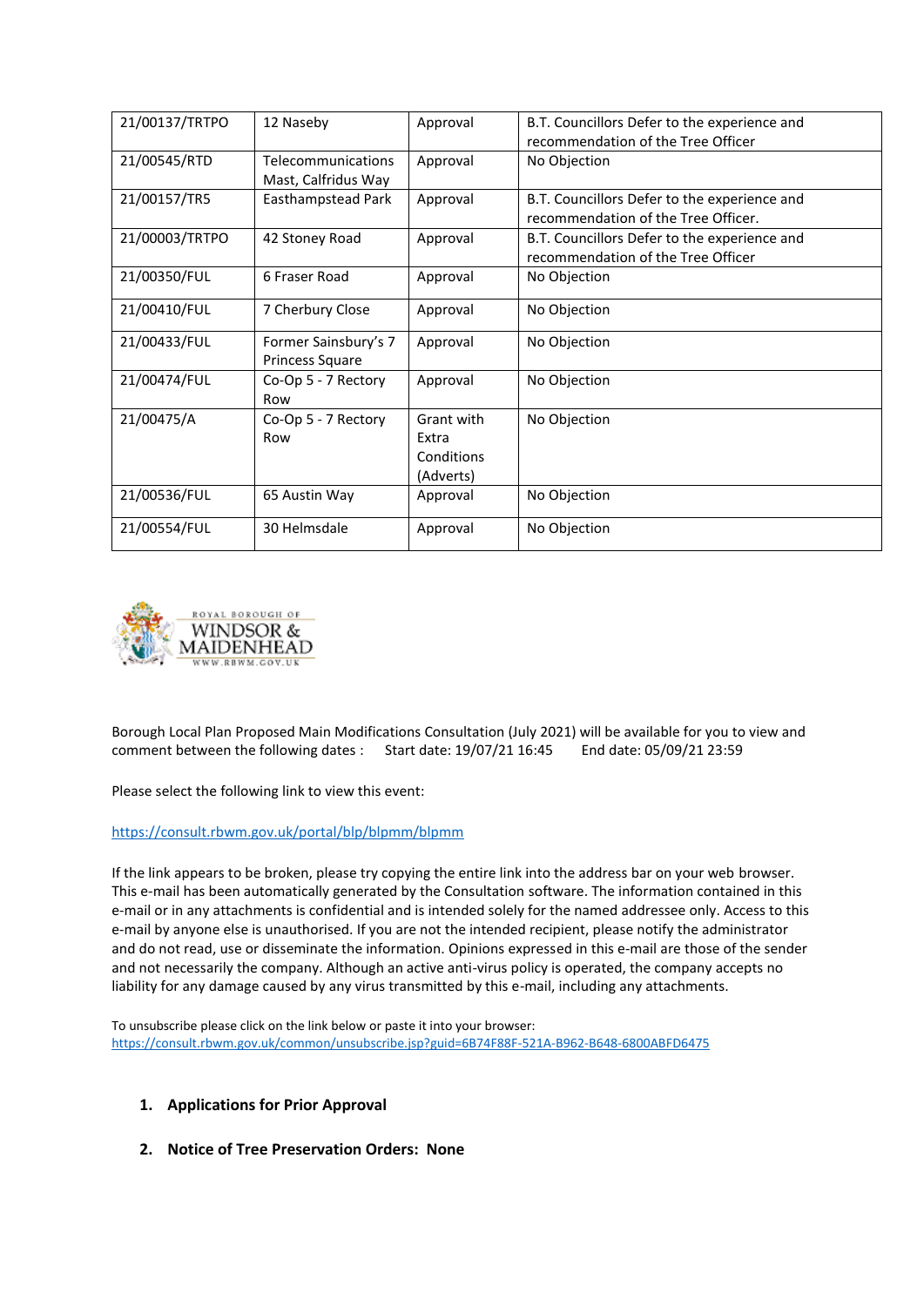| 21/00137/TRTPO | 12 Naseby | Approval | B.T. Councillors Defer to the experience and recommendation of the Tree Officer |
|---|---|---|---|
| 21/00545/RTD | Telecommunications Mast, Calfridus Way | Approval | No Objection |
| 21/00157/TR5 | Easthampstead Park | Approval | B.T. Councillors Defer to the experience and recommendation of the Tree Officer. |
| 21/00003/TRTPO | 42 Stoney Road | Approval | B.T. Councillors Defer to the experience and recommendation of the Tree Officer |
| 21/00350/FUL | 6 Fraser Road | Approval | No Objection |
| 21/00410/FUL | 7 Cherbury Close | Approval | No Objection |
| 21/00433/FUL | Former Sainsbury's 7 Princess Square | Approval | No Objection |
| 21/00474/FUL | Co-Op 5 - 7 Rectory Row | Approval | No Objection |
| 21/00475/A | Co-Op 5 - 7 Rectory Row | Grant with Extra Conditions (Adverts) | No Objection |
| 21/00536/FUL | 65 Austin Way | Approval | No Objection |
| 21/00554/FUL | 30 Helmsdale | Approval | No Objection |

ROYAL BOROUGH OF WINDSOR & MAIDENHEAD
WWW.RBWM.GOV.UK

Borough Local Plan Proposed Main Modifications Consultation (July 2021) will be available for you to view and comment between the following dates : Start date: 19/07/21 16:45 End date: 05/09/21 23:59

Please select the following link to view this event:

https://consult.rbwm.gov.uk/portal/blp/blpmm/blpmm

If the link appears to be broken, please try copying the entire link into the address bar on your web browser. This e-mail has been automatically generated by the Consultation software. The information contained in this e-mail or in any attachments is confidential and is intended solely for the named addressee only. Access to this e-mail by anyone else is unauthorised. If you are not the intended recipient, please notify the administrator and do not read, use or disseminate the information. Opinions expressed in this e-mail are those of the sender and not necessarily the company. Although an active anti-virus policy is operated, the company accepts no liability for any damage caused by any virus transmitted by this e-mail, including any attachments.

To unsubscribe please click on the link below or paste it into your browser:
https://consult.rbwm.gov.uk/common/unsubscribe.jsp?guid=6B74F88F-521A-B962-B648-6800ABFD6475

1. **Applications for Prior Approval**

2. **Notice of Tree Preservation Orders: None**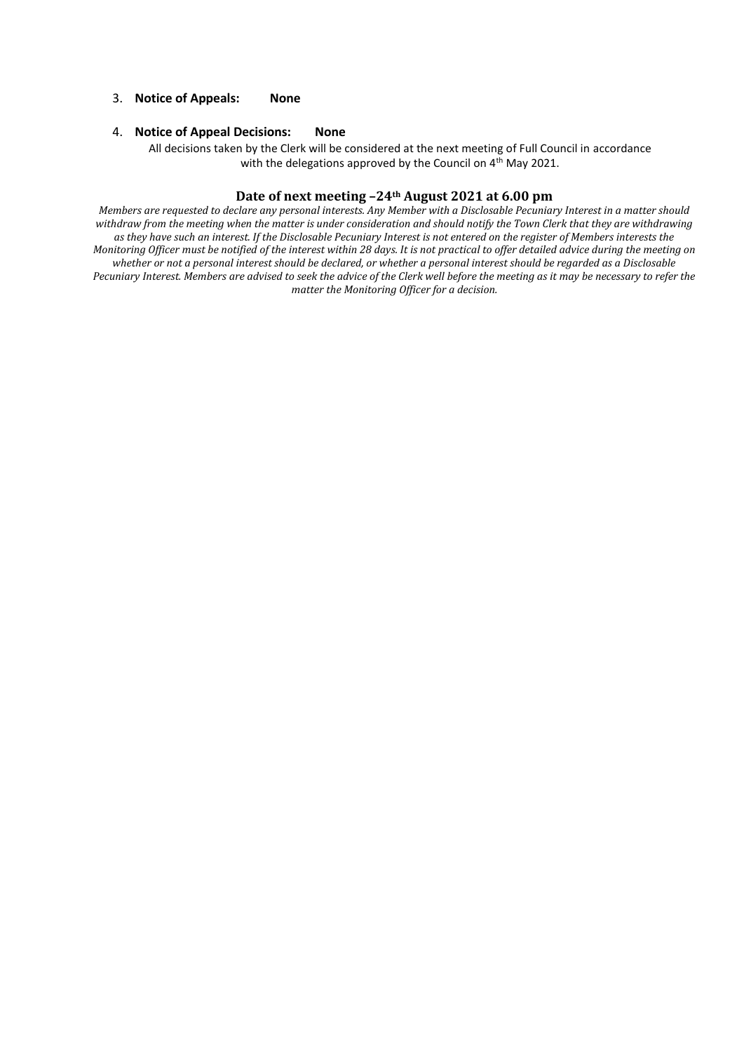3. **Notice of Appeals: None**

4. **Notice of Appeal Decisions: None**

   All decisions taken by the Clerk will be considered at the next meeting of Full Council in accordance with the delegations approved by the Council on 4th May 2021.

## Date of next meeting –24th August 2021 at 6.00 pm

*Members are requested to declare any personal interests. Any Member with a Disclosable Pecuniary Interest in a matter should withdraw from the meeting when the matter is under consideration and should notify the Town Clerk that they are withdrawing as they have such an interest. If the Disclosable Pecuniary Interest is not entered on the register of Members interests the Monitoring Officer must be notified of the interest within 28 days. It is not practical to offer detailed advice during the meeting on whether or not a personal interest should be declared, or whether a personal interest should be regarded as a Disclosable Pecuniary Interest. Members are advised to seek the advice of the Clerk well before the meeting as it may be necessary to refer the matter the Monitoring Officer for a decision.*